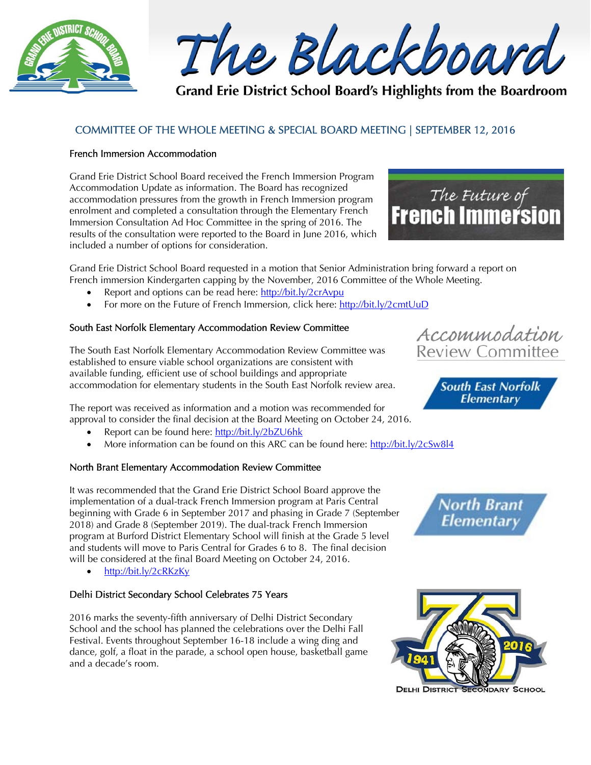# The Blackboard

Grand Erie District School Board's Highlights from the Boardroom

## COMMITTEE OF THE WHOLE MEETING & SPECIAL BOARD MEETING | SEPTEMBER 12, 2016

### French Immersion Accommodation

Grand Erie District School Board received the French Immersion Program Accommodation Update as information. The Board has recognized accommodation pressures from the growth in French Immersion program enrolment and completed a consultation through the Elementary French Immersion Consultation Ad Hoc Committee in the spring of 2016. The results of the consultation were reported to the Board in June 2016, which included a number of options for consideration.

Grand Erie District School Board requested in a motion that Senior Administration bring forward a report on French immersion Kindergarten capping by the November, 2016 Committee of the Whole Meeting.

- Report and options can be read here: http://bit.ly/2crAvpu
- For more on the Future of French Immersion, click here: http://bit.ly/2cmtUuD

### South East Norfolk Elementary Accommodation Review Committee

The South East Norfolk Elementary Accommodation Review Committee was established to ensure viable school organizations are consistent with available funding, efficient use of school buildings and appropriate accommodation for elementary students in the South East Norfolk review area.

The report was received as information and a motion was recommended for approval to consider the final decision at the Board Meeting on October 24, 2016.

- Report can be found here: http://bit.ly/2bZU6hk
- More information can be found on this ARC can be found here: http://bit.ly/2cSw8l4

### North Brant Elementary Accommodation Review Committee

It was recommended that the Grand Erie District School Board approve the implementation of a dual-track French Immersion program at Paris Central beginning with Grade 6 in September 2017 and phasing in Grade 7 (September 2018) and Grade 8 (September 2019). The dual-track French Immersion program at Burford District Elementary School will finish at the Grade 5 level and students will move to Paris Central for Grades 6 to 8. The final decision will be considered at the final Board Meeting on October 24, 2016.

- http://bit.ly/2cRKzKy

### Delhi District Secondary School Celebrates 75 Years

2016 marks the seventy-fifth anniversary of Delhi District Secondary School and the school has planned the celebrations over the Delhi Fall Festival. Events throughout September 16-18 include a wing ding and dance, golf, a float in the parade, a school open house, basketball game and a decade's room.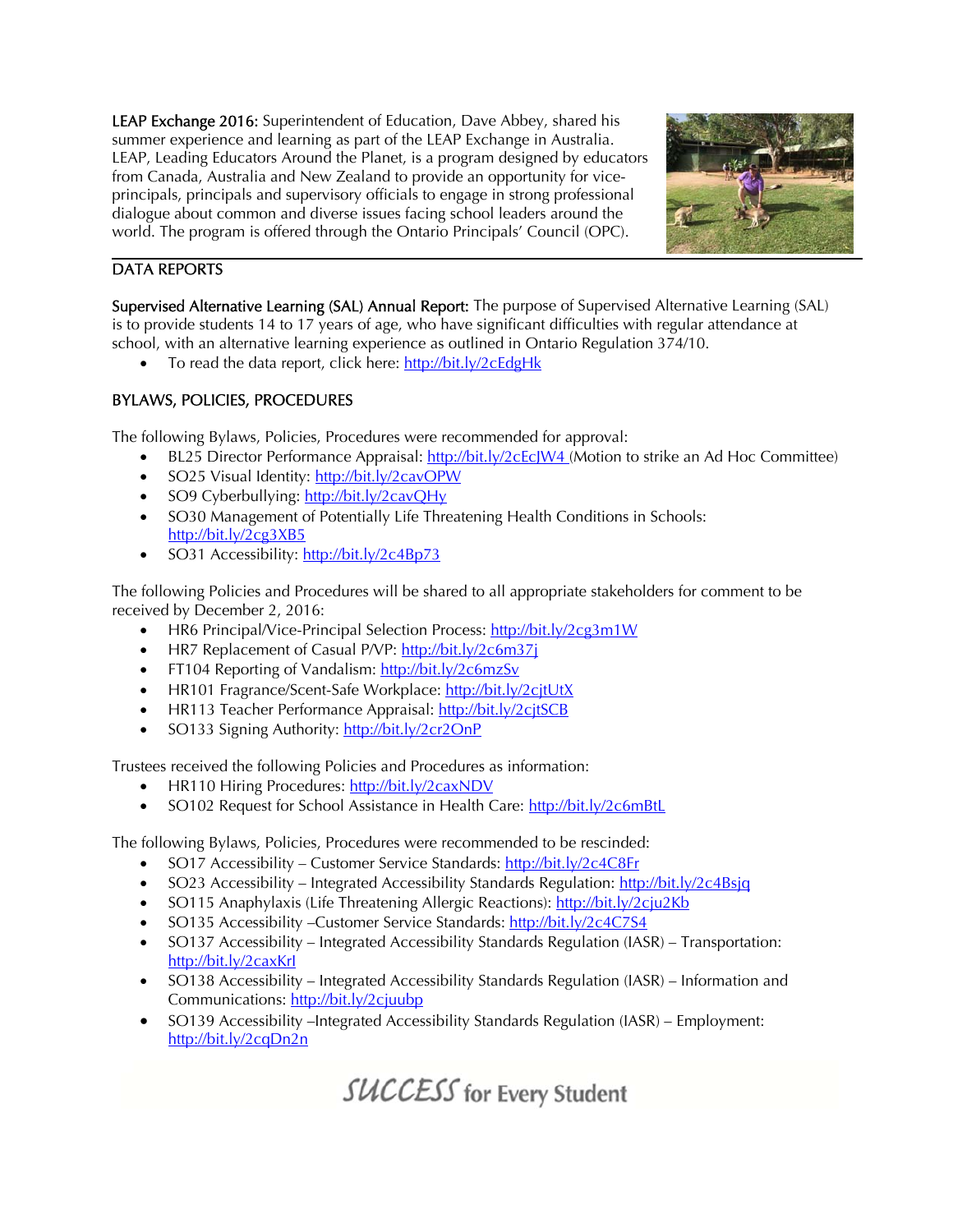**LEAP Exchange 2016:** Superintendent of Education, Dave Abbey, shared his summer experience and learning as part of the LEAP Exchange in Australia. LEAP, Leading Educators Around the Planet, is a program designed by educators from Canada, Australia and New Zealand to provide an opportunity for vice-principals, principals and supervisory officials to engage in strong professional dialogue about common and diverse issues facing school leaders around the world. The program is offered through the Ontario Principals' Council (OPC).

## DATA REPORTS

**Supervised Alternative Learning (SAL) Annual Report:** The purpose of Supervised Alternative Learning (SAL) is to provide students 14 to 17 years of age, who have significant difficulties with regular attendance at school, with an alternative learning experience as outlined in Ontario Regulation 374/10.

- To read the data report, click here: http://bit.ly/2cEdgHk

## BYLAWS, POLICIES, PROCEDURES

The following Bylaws, Policies, Procedures were recommended for approval:

- BL25 Director Performance Appraisal: http://bit.ly/2cEcJW4 (Motion to strike an Ad Hoc Committee)
- SO25 Visual Identity: http://bit.ly/2cavOPW
- SO9 Cyberbullying: http://bit.ly/2cavQHy
- SO30 Management of Potentially Life Threatening Health Conditions in Schools: http://bit.ly/2cg3XB5
- SO31 Accessibility: http://bit.ly/2c4Bp73

The following Policies and Procedures will be shared to all appropriate stakeholders for comment to be received by December 2, 2016:

- HR6 Principal/Vice-Principal Selection Process: http://bit.ly/2cg3m1W
- HR7 Replacement of Casual P/VP: http://bit.ly/2c6m37j
- FT104 Reporting of Vandalism: http://bit.ly/2c6mzSv
- HR101 Fragrance/Scent-Safe Workplace: http://bit.ly/2cjtUtX
- HR113 Teacher Performance Appraisal: http://bit.ly/2cjtSCB
- SO133 Signing Authority: http://bit.ly/2cr2OnP

Trustees received the following Policies and Procedures as information:

- HR110 Hiring Procedures: http://bit.ly/2caxNDV
- SO102 Request for School Assistance in Health Care: http://bit.ly/2c6mBtL

The following Bylaws, Policies, Procedures were recommended to be rescinded:

- SO17 Accessibility – Customer Service Standards: http://bit.ly/2c4C8Fr
- SO23 Accessibility – Integrated Accessibility Standards Regulation: http://bit.ly/2c4Bsjq
- SO115 Anaphylaxis (Life Threatening Allergic Reactions): http://bit.ly/2cju2Kb
- SO135 Accessibility –Customer Service Standards: http://bit.ly/2c4C7S4
- SO137 Accessibility – Integrated Accessibility Standards Regulation (IASR) – Transportation: http://bit.ly/2caxKrI
- SO138 Accessibility – Integrated Accessibility Standards Regulation (IASR) – Information and Communications: http://bit.ly/2cjuubp
- SO139 Accessibility –Integrated Accessibility Standards Regulation (IASR) – Employment: http://bit.ly/2cqDn2n

*SUCCESS* for Every Student